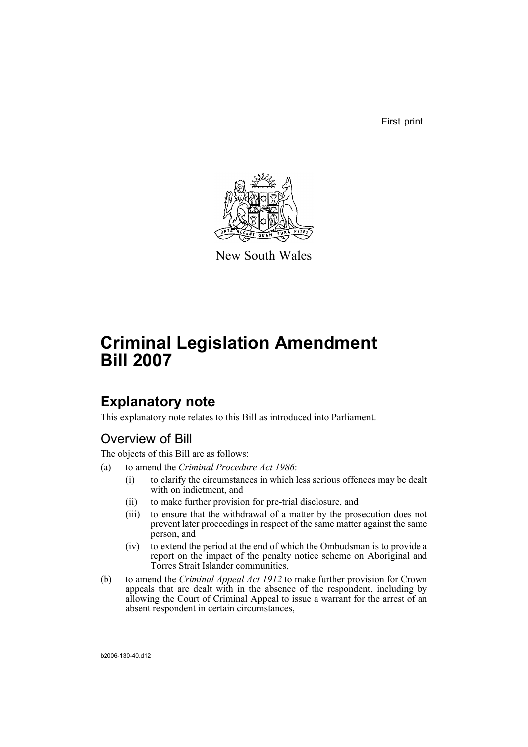First print

New South Wales

# Criminal Legislation Amendment Bill 2007

## Explanatory note

This explanatory note relates to this Bill as introduced into Parliament.

### Overview of Bill

The objects of this Bill are as follows:

(a) to amend the *Criminal Procedure Act 1986*:

   (i) to clarify the circumstances in which less serious offences may be dealt with on indictment, and

   (ii) to make further provision for pre-trial disclosure, and

   (iii) to ensure that the withdrawal of a matter by the prosecution does not prevent later proceedings in respect of the same matter against the same person, and

   (iv) to extend the period at the end of which the Ombudsman is to provide a report on the impact of the penalty notice scheme on Aboriginal and Torres Strait Islander communities,

(b) to amend the *Criminal Appeal Act 1912* to make further provision for Crown appeals that are dealt with in the absence of the respondent, including by allowing the Court of Criminal Appeal to issue a warrant for the arrest of an absent respondent in certain circumstances,

b2006-130-40.d12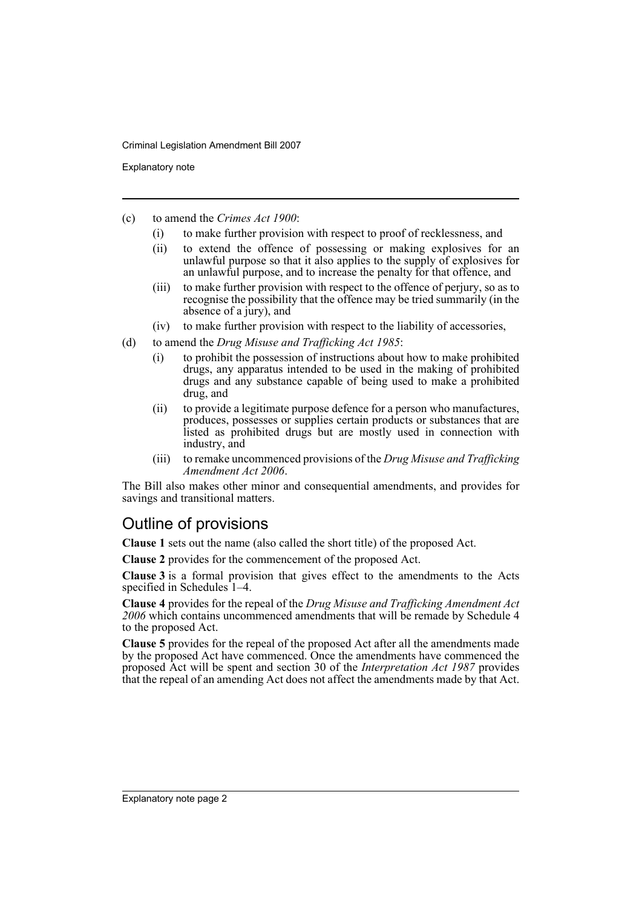(c) to amend the *Crimes Act 1900*:

    (i) to make further provision with respect to proof of recklessness, and

    (ii) to extend the offence of possessing or making explosives for an unlawful purpose so that it also applies to the supply of explosives for an unlawful purpose, and to increase the penalty for that offence, and

    (iii) to make further provision with respect to the offence of perjury, so as to recognise the possibility that the offence may be tried summarily (in the absence of a jury), and

    (iv) to make further provision with respect to the liability of accessories,

(d) to amend the *Drug Misuse and Trafficking Act 1985*:

    (i) to prohibit the possession of instructions about how to make prohibited drugs, any apparatus intended to be used in the making of prohibited drugs and any substance capable of being used to make a prohibited drug, and

    (ii) to provide a legitimate purpose defence for a person who manufactures, produces, possesses or supplies certain products or substances that are listed as prohibited drugs but are mostly used in connection with industry, and

    (iii) to remake uncommenced provisions of the *Drug Misuse and Trafficking Amendment Act 2006*.

The Bill also makes other minor and consequential amendments, and provides for savings and transitional matters.

## Outline of provisions

**Clause 1** sets out the name (also called the short title) of the proposed Act.

**Clause 2** provides for the commencement of the proposed Act.

**Clause 3** is a formal provision that gives effect to the amendments to the Acts specified in Schedules 1–4.

**Clause 4** provides for the repeal of the *Drug Misuse and Trafficking Amendment Act 2006* which contains uncommenced amendments that will be remade by Schedule 4 to the proposed Act.

**Clause 5** provides for the repeal of the proposed Act after all the amendments made by the proposed Act have commenced. Once the amendments have commenced the proposed Act will be spent and section 30 of the *Interpretation Act 1987* provides that the repeal of an amending Act does not affect the amendments made by that Act.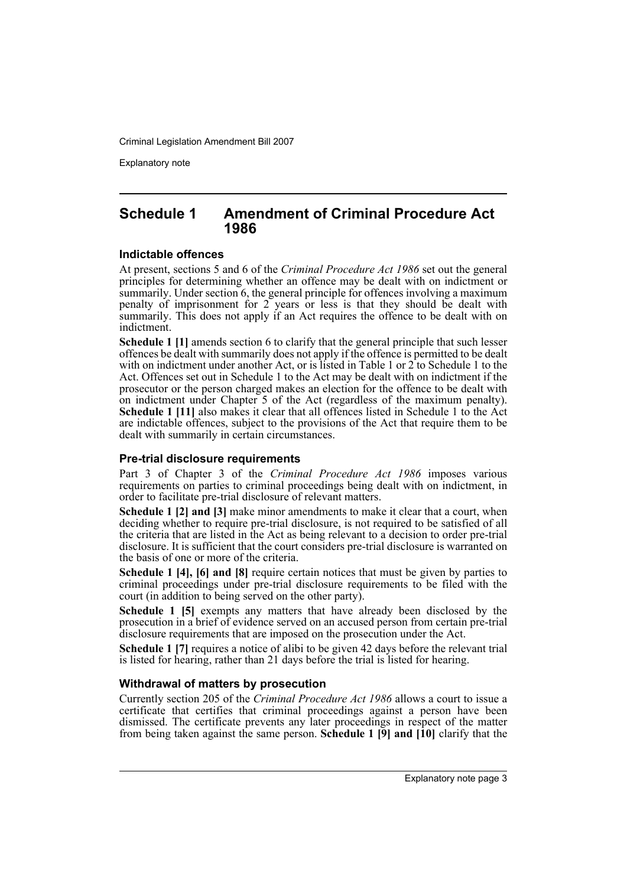## Schedule 1 Amendment of Criminal Procedure Act 1986

### Indictable offences

At present, sections 5 and 6 of the *Criminal Procedure Act 1986* set out the general principles for determining whether an offence may be dealt with on indictment or summarily. Under section 6, the general principle for offences involving a maximum penalty of imprisonment for 2 years or less is that they should be dealt with summarily. This does not apply if an Act requires the offence to be dealt with on indictment.

**Schedule 1 [1]** amends section 6 to clarify that the general principle that such lesser offences be dealt with summarily does not apply if the offence is permitted to be dealt with on indictment under another Act, or is listed in Table 1 or 2 to Schedule 1 to the Act. Offences set out in Schedule 1 to the Act may be dealt with on indictment if the prosecutor or the person charged makes an election for the offence to be dealt with on indictment under Chapter 5 of the Act (regardless of the maximum penalty). **Schedule 1 [11]** also makes it clear that all offences listed in Schedule 1 to the Act are indictable offences, subject to the provisions of the Act that require them to be dealt with summarily in certain circumstances.

### Pre-trial disclosure requirements

Part 3 of Chapter 3 of the *Criminal Procedure Act 1986* imposes various requirements on parties to criminal proceedings being dealt with on indictment, in order to facilitate pre-trial disclosure of relevant matters.

**Schedule 1 [2] and [3]** make minor amendments to make it clear that a court, when deciding whether to require pre-trial disclosure, is not required to be satisfied of all the criteria that are listed in the Act as being relevant to a decision to order pre-trial disclosure. It is sufficient that the court considers pre-trial disclosure is warranted on the basis of one or more of the criteria.

**Schedule 1 [4], [6] and [8]** require certain notices that must be given by parties to criminal proceedings under pre-trial disclosure requirements to be filed with the court (in addition to being served on the other party).

**Schedule 1 [5]** exempts any matters that have already been disclosed by the prosecution in a brief of evidence served on an accused person from certain pre-trial disclosure requirements that are imposed on the prosecution under the Act.

**Schedule 1 [7]** requires a notice of alibi to be given 42 days before the relevant trial is listed for hearing, rather than 21 days before the trial is listed for hearing.

### Withdrawal of matters by prosecution

Currently section 205 of the *Criminal Procedure Act 1986* allows a court to issue a certificate that certifies that criminal proceedings against a person have been dismissed. The certificate prevents any later proceedings in respect of the matter from being taken against the same person. **Schedule 1 [9] and [10]** clarify that the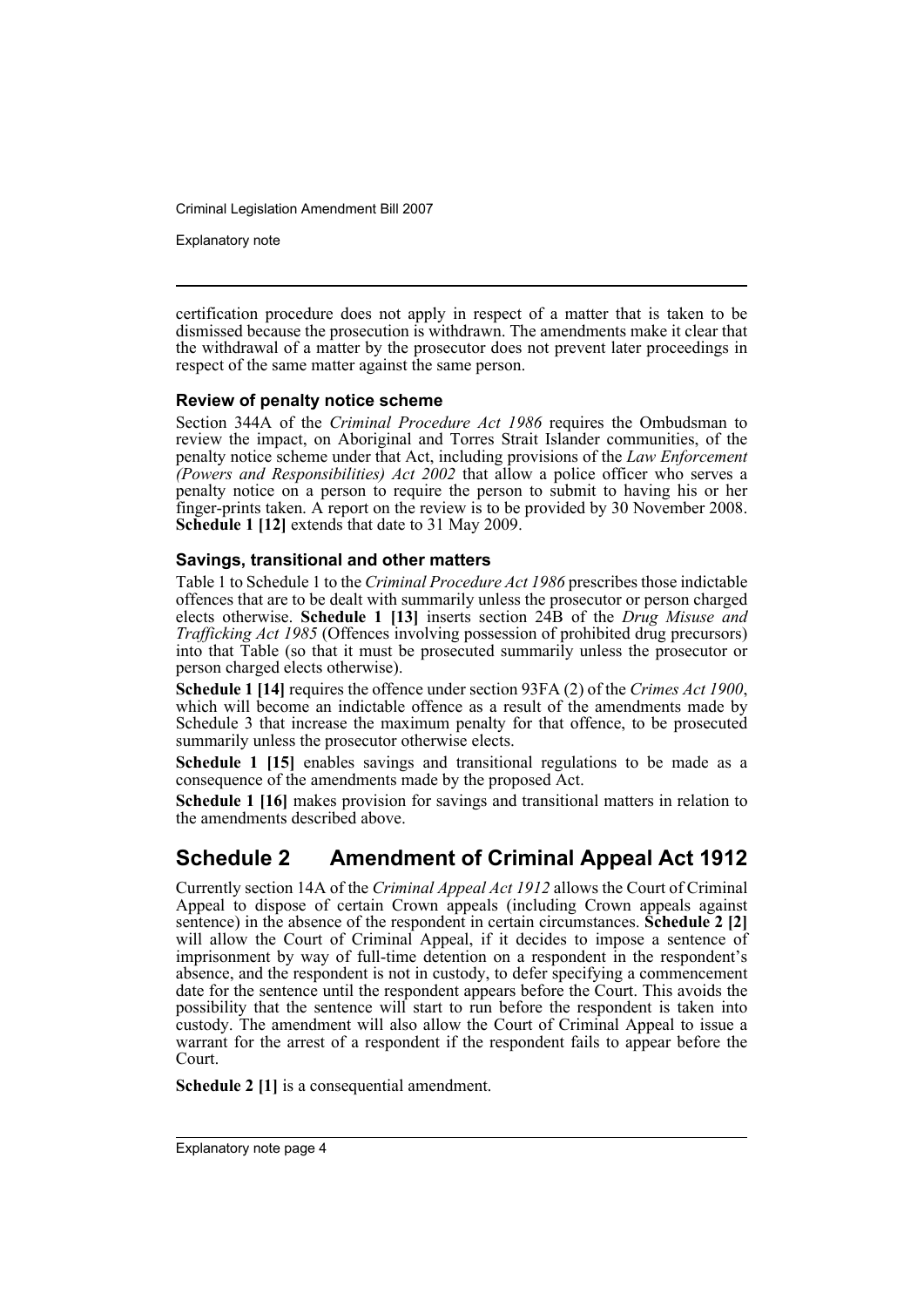certification procedure does not apply in respect of a matter that is taken to be dismissed because the prosecution is withdrawn. The amendments make it clear that the withdrawal of a matter by the prosecutor does not prevent later proceedings in respect of the same matter against the same person.

### Review of penalty notice scheme

Section 344A of the *Criminal Procedure Act 1986* requires the Ombudsman to review the impact, on Aboriginal and Torres Strait Islander communities, of the penalty notice scheme under that Act, including provisions of the *Law Enforcement (Powers and Responsibilities) Act 2002* that allow a police officer who serves a penalty notice on a person to require the person to submit to having his or her finger-prints taken. A report on the review is to be provided by 30 November 2008. **Schedule 1 [12]** extends that date to 31 May 2009.

### Savings, transitional and other matters

Table 1 to Schedule 1 to the *Criminal Procedure Act 1986* prescribes those indictable offences that are to be dealt with summarily unless the prosecutor or person charged elects otherwise. **Schedule 1 [13]** inserts section 24B of the *Drug Misuse and Trafficking Act 1985* (Offences involving possession of prohibited drug precursors) into that Table (so that it must be prosecuted summarily unless the prosecutor or person charged elects otherwise).

**Schedule 1 [14]** requires the offence under section 93FA (2) of the *Crimes Act 1900*, which will become an indictable offence as a result of the amendments made by Schedule 3 that increase the maximum penalty for that offence, to be prosecuted summarily unless the prosecutor otherwise elects.

**Schedule 1 [15]** enables savings and transitional regulations to be made as a consequence of the amendments made by the proposed Act.

**Schedule 1 [16]** makes provision for savings and transitional matters in relation to the amendments described above.

## Schedule 2 Amendment of Criminal Appeal Act 1912

Currently section 14A of the *Criminal Appeal Act 1912* allows the Court of Criminal Appeal to dispose of certain Crown appeals (including Crown appeals against sentence) in the absence of the respondent in certain circumstances. **Schedule 2 [2]** will allow the Court of Criminal Appeal, if it decides to impose a sentence of imprisonment by way of full-time detention on a respondent in the respondent's absence, and the respondent is not in custody, to defer specifying a commencement date for the sentence until the respondent appears before the Court. This avoids the possibility that the sentence will start to run before the respondent is taken into custody. The amendment will also allow the Court of Criminal Appeal to issue a warrant for the arrest of a respondent if the respondent fails to appear before the Court.

**Schedule 2 [1]** is a consequential amendment.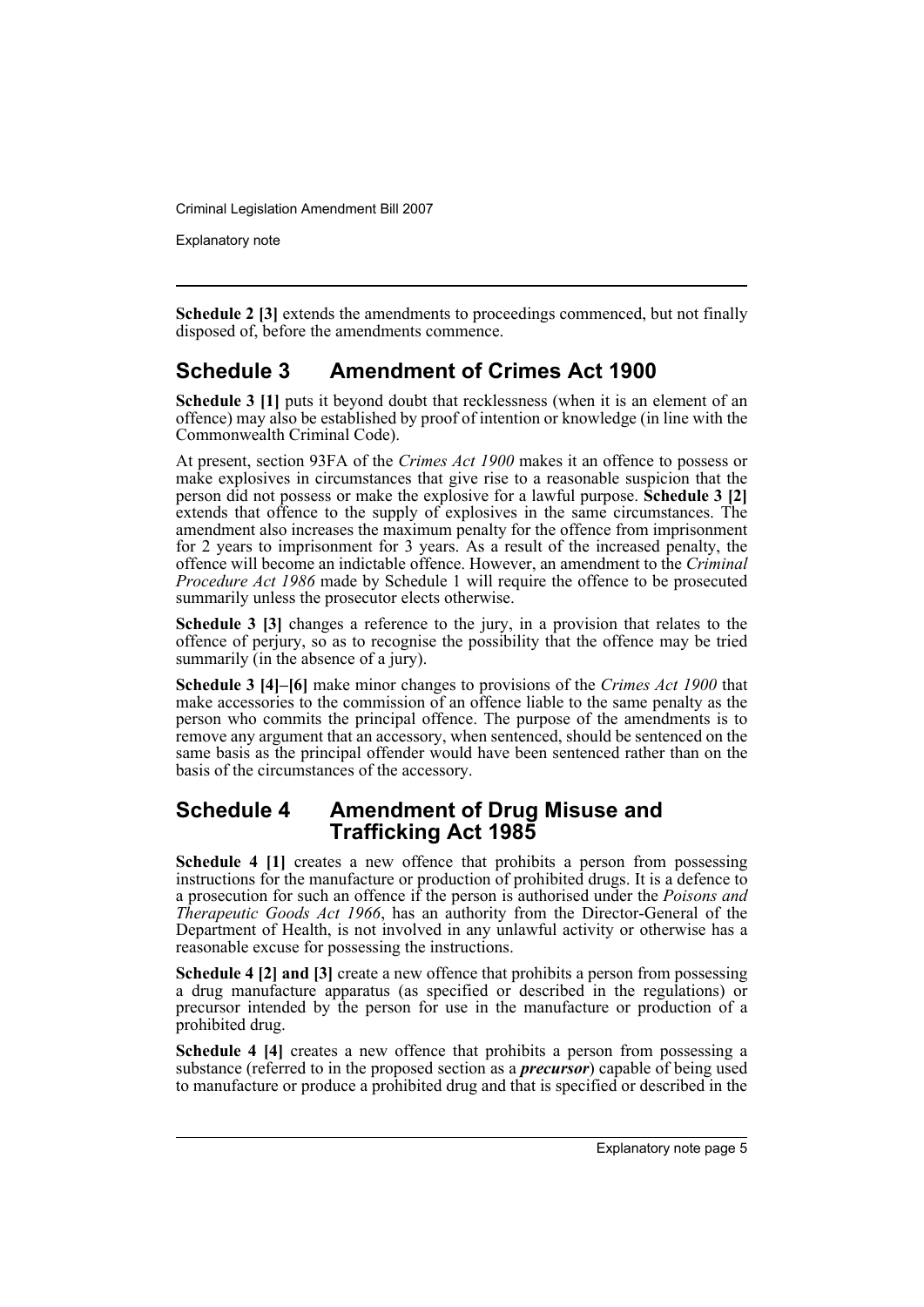**Schedule 2 [3]** extends the amendments to proceedings commenced, but not finally disposed of, before the amendments commence.

## Schedule 3 Amendment of Crimes Act 1900

**Schedule 3 [1]** puts it beyond doubt that recklessness (when it is an element of an offence) may also be established by proof of intention or knowledge (in line with the Commonwealth Criminal Code).

At present, section 93FA of the *Crimes Act 1900* makes it an offence to possess or make explosives in circumstances that give rise to a reasonable suspicion that the person did not possess or make the explosive for a lawful purpose. **Schedule 3 [2]** extends that offence to the supply of explosives in the same circumstances. The amendment also increases the maximum penalty for the offence from imprisonment for 2 years to imprisonment for 3 years. As a result of the increased penalty, the offence will become an indictable offence. However, an amendment to the *Criminal Procedure Act 1986* made by Schedule 1 will require the offence to be prosecuted summarily unless the prosecutor elects otherwise.

**Schedule 3 [3]** changes a reference to the jury, in a provision that relates to the offence of perjury, so as to recognise the possibility that the offence may be tried summarily (in the absence of a jury).

**Schedule 3 [4]–[6]** make minor changes to provisions of the *Crimes Act 1900* that make accessories to the commission of an offence liable to the same penalty as the person who commits the principal offence. The purpose of the amendments is to remove any argument that an accessory, when sentenced, should be sentenced on the same basis as the principal offender would have been sentenced rather than on the basis of the circumstances of the accessory.

## Schedule 4 Amendment of Drug Misuse and Trafficking Act 1985

**Schedule 4 [1]** creates a new offence that prohibits a person from possessing instructions for the manufacture or production of prohibited drugs. It is a defence to a prosecution for such an offence if the person is authorised under the *Poisons and Therapeutic Goods Act 1966*, has an authority from the Director-General of the Department of Health, is not involved in any unlawful activity or otherwise has a reasonable excuse for possessing the instructions.

**Schedule 4 [2] and [3]** create a new offence that prohibits a person from possessing a drug manufacture apparatus (as specified or described in the regulations) or precursor intended by the person for use in the manufacture or production of a prohibited drug.

**Schedule 4 [4]** creates a new offence that prohibits a person from possessing a substance (referred to in the proposed section as a ***precursor***) capable of being used to manufacture or produce a prohibited drug and that is specified or described in the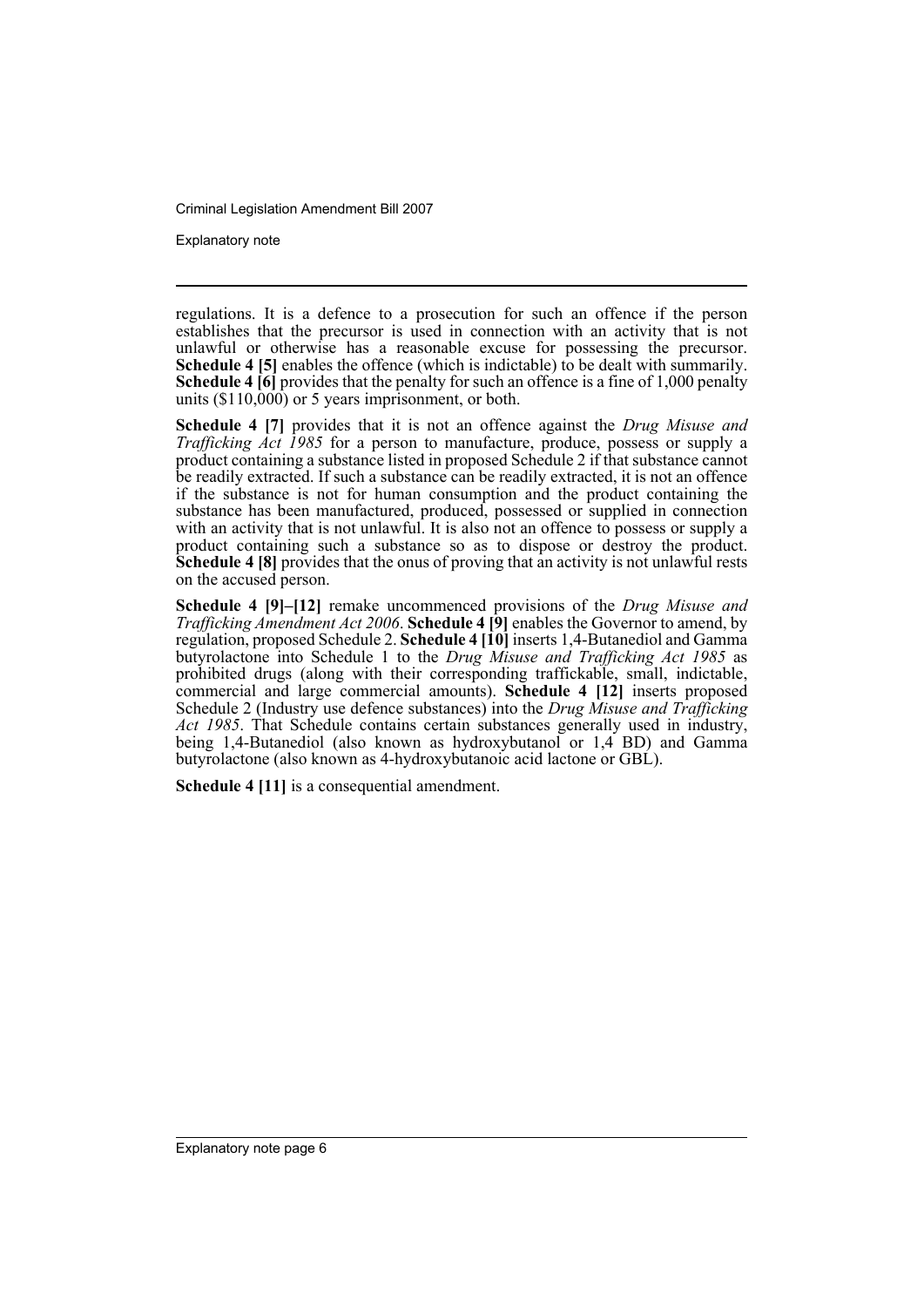regulations. It is a defence to a prosecution for such an offence if the person establishes that the precursor is used in connection with an activity that is not unlawful or otherwise has a reasonable excuse for possessing the precursor. **Schedule 4 [5]** enables the offence (which is indictable) to be dealt with summarily. **Schedule 4 [6]** provides that the penalty for such an offence is a fine of 1,000 penalty units ($110,000) or 5 years imprisonment, or both.

**Schedule 4 [7]** provides that it is not an offence against the *Drug Misuse and Trafficking Act 1985* for a person to manufacture, produce, possess or supply a product containing a substance listed in proposed Schedule 2 if that substance cannot be readily extracted. If such a substance can be readily extracted, it is not an offence if the substance is not for human consumption and the product containing the substance has been manufactured, produced, possessed or supplied in connection with an activity that is not unlawful. It is also not an offence to possess or supply a product containing such a substance so as to dispose or destroy the product. **Schedule 4 [8]** provides that the onus of proving that an activity is not unlawful rests on the accused person.

**Schedule 4 [9]–[12]** remake uncommenced provisions of the *Drug Misuse and Trafficking Amendment Act 2006*. **Schedule 4 [9]** enables the Governor to amend, by regulation, proposed Schedule 2. **Schedule 4 [10]** inserts 1,4-Butanediol and Gamma butyrolactone into Schedule 1 to the *Drug Misuse and Trafficking Act 1985* as prohibited drugs (along with their corresponding traffickable, small, indictable, commercial and large commercial amounts). **Schedule 4 [12]** inserts proposed Schedule 2 (Industry use defence substances) into the *Drug Misuse and Trafficking Act 1985*. That Schedule contains certain substances generally used in industry, being 1,4-Butanediol (also known as hydroxybutanol or 1,4 BD) and Gamma butyrolactone (also known as 4-hydroxybutanoic acid lactone or GBL).

**Schedule 4 [11]** is a consequential amendment.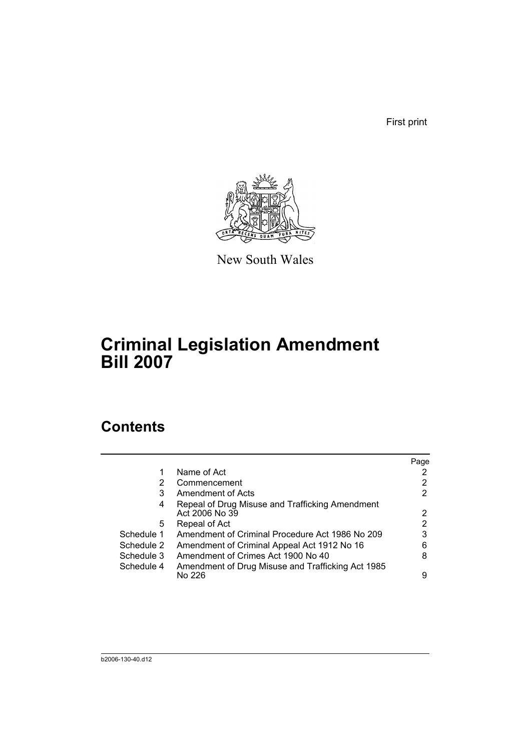First print

New South Wales

# Criminal Legislation Amendment Bill 2007

## Contents

| | | Page |
|---|---|---|
| 1 | Name of Act | 2 |
| 2 | Commencement | 2 |
| 3 | Amendment of Acts | 2 |
| 4 | Repeal of Drug Misuse and Trafficking Amendment Act 2006 No 39 | 2 |
| 5 | Repeal of Act | 2 |
| Schedule 1 | Amendment of Criminal Procedure Act 1986 No 209 | 3 |
| Schedule 2 | Amendment of Criminal Appeal Act 1912 No 16 | 6 |
| Schedule 3 | Amendment of Crimes Act 1900 No 40 | 8 |
| Schedule 4 | Amendment of Drug Misuse and Trafficking Act 1985 No 226 | 9 |

b2006-130-40.d12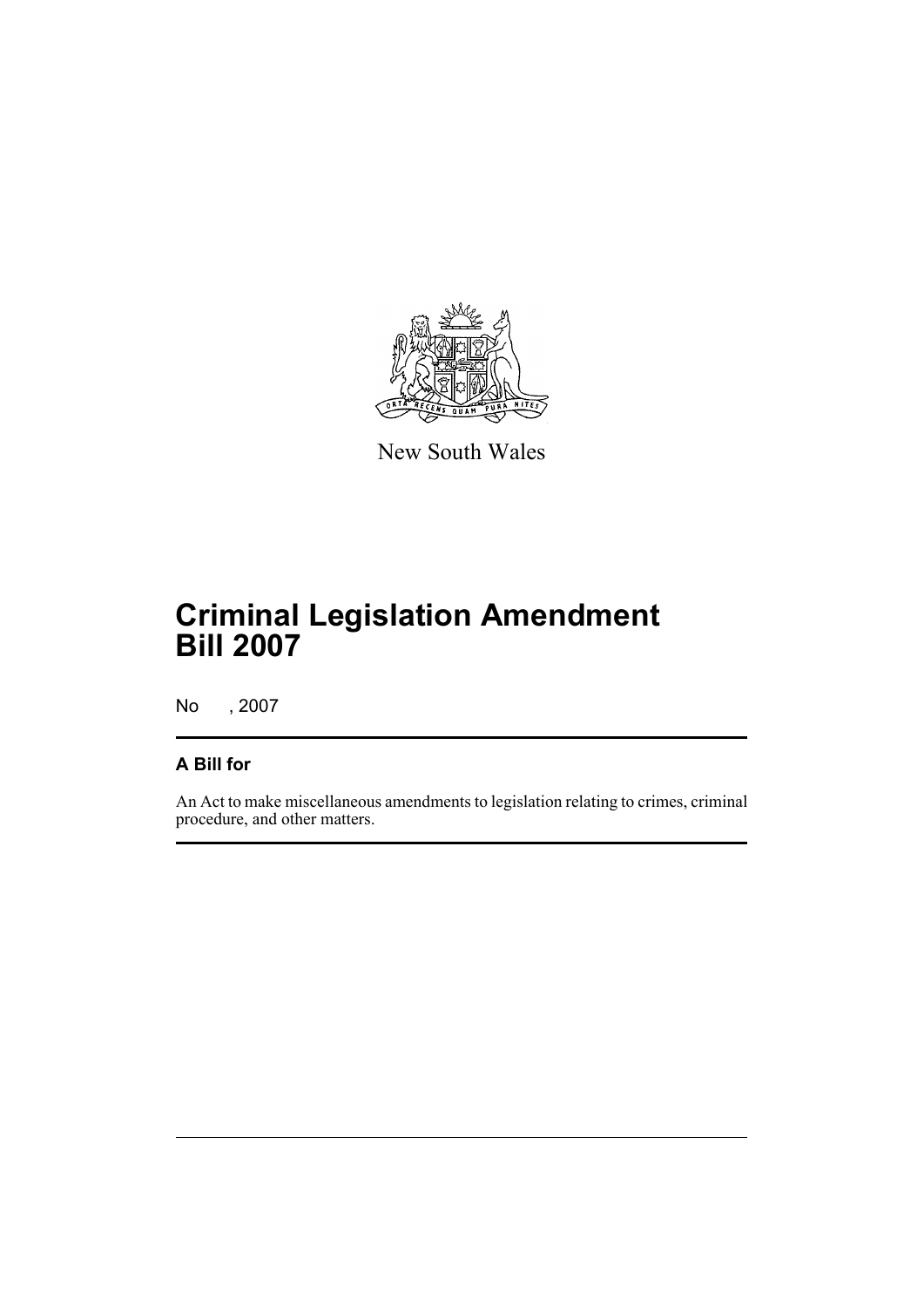New South Wales

# Criminal Legislation Amendment Bill 2007

No , 2007

## A Bill for

An Act to make miscellaneous amendments to legislation relating to crimes, criminal procedure, and other matters.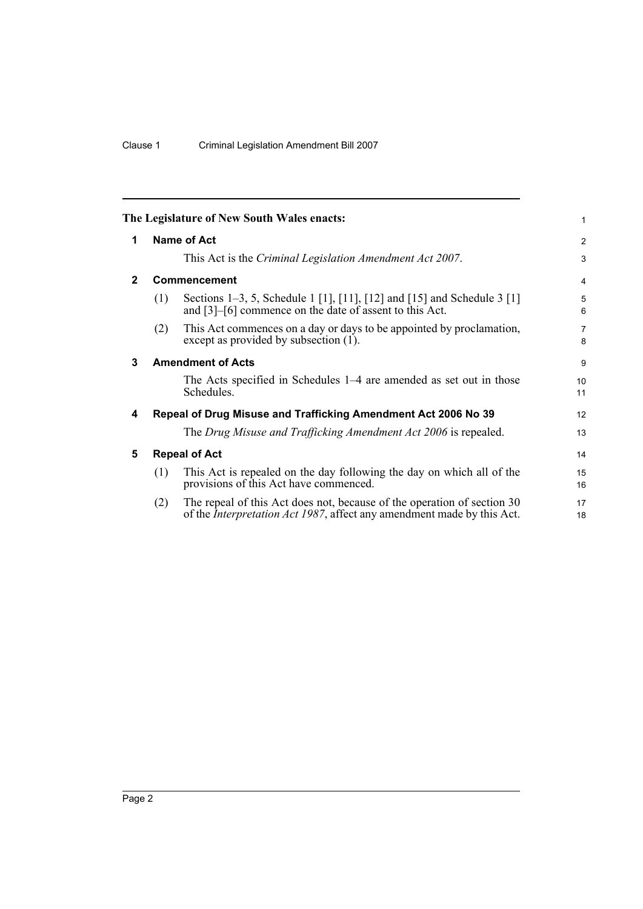**The Legislature of New South Wales enacts:**

## 1 Name of Act

This Act is the *Criminal Legislation Amendment Act 2007*.

## 2 Commencement

(1) Sections 1–3, 5, Schedule 1 [1], [11], [12] and [15] and Schedule 3 [1] and [3]–[6] commence on the date of assent to this Act.

(2) This Act commences on a day or days to be appointed by proclamation, except as provided by subsection (1).

## 3 Amendment of Acts

The Acts specified in Schedules 1–4 are amended as set out in those Schedules.

## 4 Repeal of Drug Misuse and Trafficking Amendment Act 2006 No 39

The *Drug Misuse and Trafficking Amendment Act 2006* is repealed.

## 5 Repeal of Act

(1) This Act is repealed on the day following the day on which all of the provisions of this Act have commenced.

(2) The repeal of this Act does not, because of the operation of section 30 of the *Interpretation Act 1987*, affect any amendment made by this Act.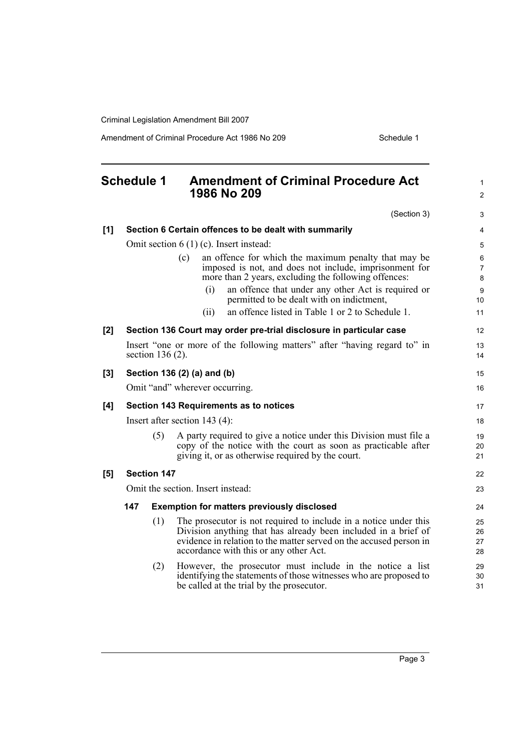# Schedule 1 Amendment of Criminal Procedure Act 1986 No 209

(Section 3)

**[1] Section 6 Certain offences to be dealt with summarily**

Omit section 6 (1) (c). Insert instead:

(c) an offence for which the maximum penalty that may be imposed is not, and does not include, imprisonment for more than 2 years, excluding the following offences:

(i) an offence that under any other Act is required or permitted to be dealt with on indictment,

(ii) an offence listed in Table 1 or 2 to Schedule 1.

**[2] Section 136 Court may order pre-trial disclosure in particular case**

Insert "one or more of the following matters" after "having regard to" in section 136 (2).

**[3] Section 136 (2) (a) and (b)**

Omit "and" wherever occurring.

**[4] Section 143 Requirements as to notices**

Insert after section 143 (4):

(5) A party required to give a notice under this Division must file a copy of the notice with the court as soon as practicable after giving it, or as otherwise required by the court.

**[5] Section 147**

Omit the section. Insert instead:

**147 Exemption for matters previously disclosed**

(1) The prosecutor is not required to include in a notice under this Division anything that has already been included in a brief of evidence in relation to the matter served on the accused person in accordance with this or any other Act.

(2) However, the prosecutor must include in the notice a list identifying the statements of those witnesses who are proposed to be called at the trial by the prosecutor.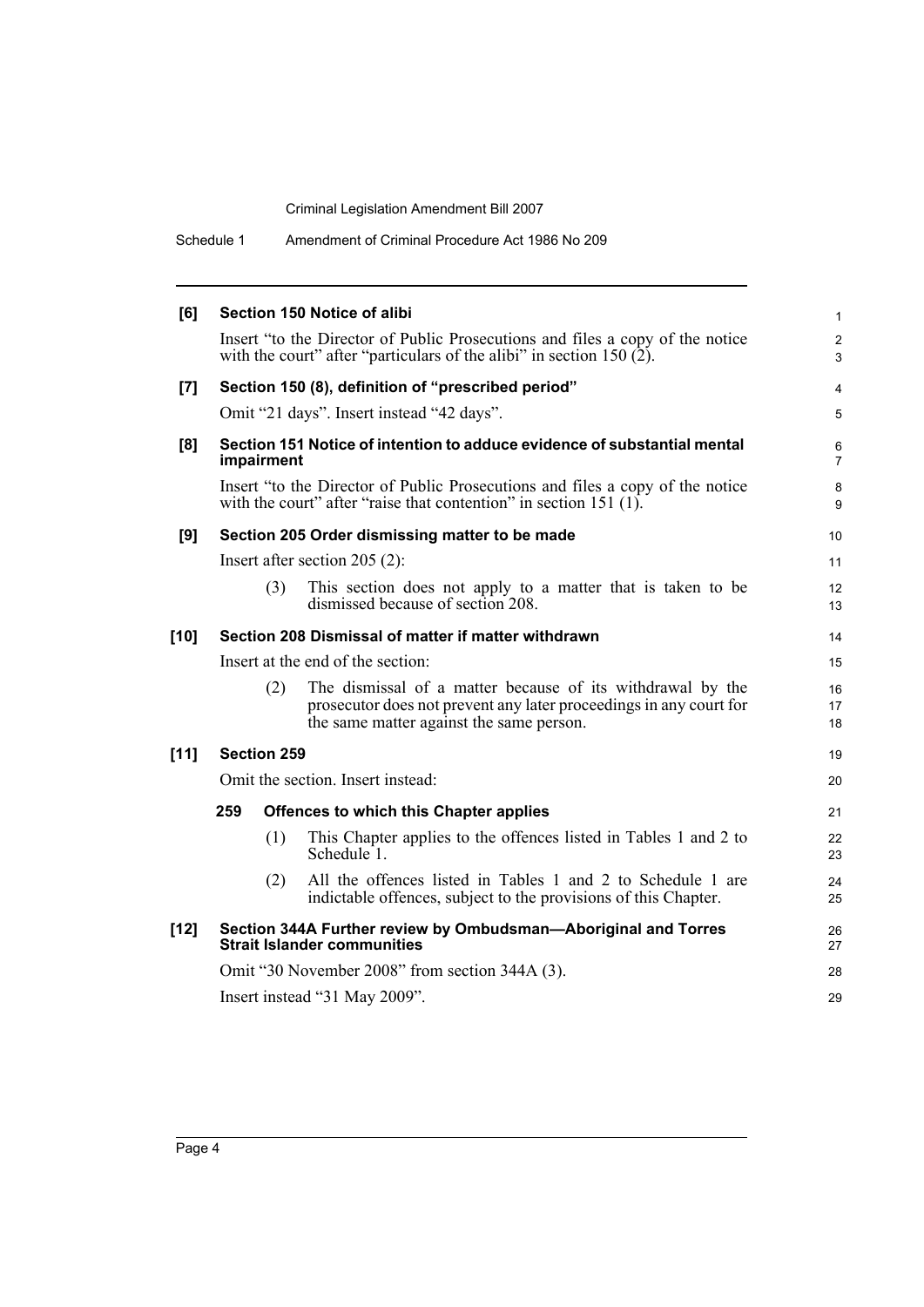**[6] Section 150 Notice of alibi**

Insert "to the Director of Public Prosecutions and files a copy of the notice with the court" after "particulars of the alibi" in section 150 (2).

**[7] Section 150 (8), definition of "prescribed period"**

Omit "21 days". Insert instead "42 days".

**[8] Section 151 Notice of intention to adduce evidence of substantial mental impairment**

Insert "to the Director of Public Prosecutions and files a copy of the notice with the court" after "raise that contention" in section 151 (1).

**[9] Section 205 Order dismissing matter to be made**

Insert after section 205 (2):

(3) This section does not apply to a matter that is taken to be dismissed because of section 208.

**[10] Section 208 Dismissal of matter if matter withdrawn**

Insert at the end of the section:

(2) The dismissal of a matter because of its withdrawal by the prosecutor does not prevent any later proceedings in any court for the same matter against the same person.

**[11] Section 259**

Omit the section. Insert instead:

**259 Offences to which this Chapter applies**

(1) This Chapter applies to the offences listed in Tables 1 and 2 to Schedule 1.

(2) All the offences listed in Tables 1 and 2 to Schedule 1 are indictable offences, subject to the provisions of this Chapter.

**[12] Section 344A Further review by Ombudsman—Aboriginal and Torres Strait Islander communities**

Omit "30 November 2008" from section 344A (3).

Insert instead "31 May 2009".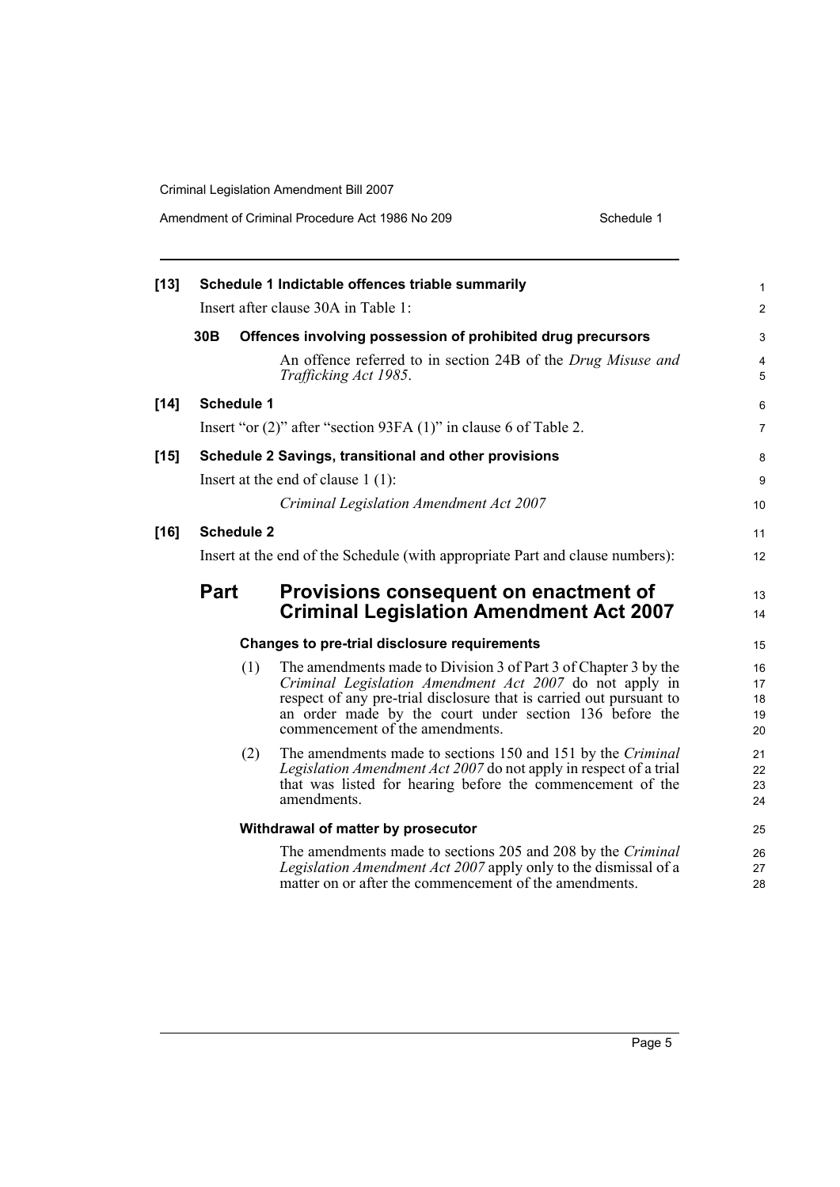**[13] Schedule 1 Indictable offences triable summarily**

Insert after clause 30A in Table 1:

**30B Offences involving possession of prohibited drug precursors**

An offence referred to in section 24B of the *Drug Misuse and Trafficking Act 1985*.

**[14] Schedule 1**

Insert "or (2)" after "section 93FA (1)" in clause 6 of Table 2.

**[15] Schedule 2 Savings, transitional and other provisions**

Insert at the end of clause 1 (1):

*Criminal Legislation Amendment Act 2007*

**[16] Schedule 2**

Insert at the end of the Schedule (with appropriate Part and clause numbers):

## Part Provisions consequent on enactment of Criminal Legislation Amendment Act 2007

**Changes to pre-trial disclosure requirements**

(1) The amendments made to Division 3 of Part 3 of Chapter 3 by the *Criminal Legislation Amendment Act 2007* do not apply in respect of any pre-trial disclosure that is carried out pursuant to an order made by the court under section 136 before the commencement of the amendments.

(2) The amendments made to sections 150 and 151 by the *Criminal Legislation Amendment Act 2007* do not apply in respect of a trial that was listed for hearing before the commencement of the amendments.

**Withdrawal of matter by prosecutor**

The amendments made to sections 205 and 208 by the *Criminal Legislation Amendment Act 2007* apply only to the dismissal of a matter on or after the commencement of the amendments.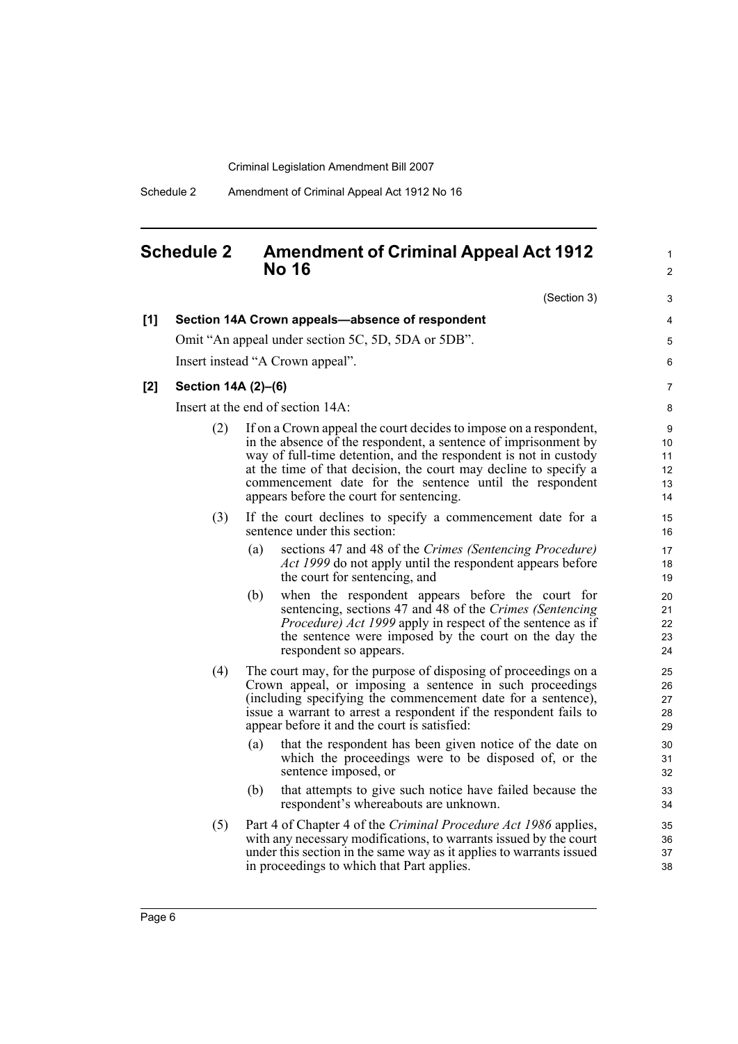## Schedule 2 Amendment of Criminal Appeal Act 1912 No 16

(Section 3)

**[1] Section 14A Crown appeals—absence of respondent**

Omit "An appeal under section 5C, 5D, 5DA or 5DB".

Insert instead "A Crown appeal".

**[2] Section 14A (2)–(6)**

Insert at the end of section 14A:

(2) If on a Crown appeal the court decides to impose on a respondent, in the absence of the respondent, a sentence of imprisonment by way of full-time detention, and the respondent is not in custody at the time of that decision, the court may decline to specify a commencement date for the sentence until the respondent appears before the court for sentencing.

(3) If the court declines to specify a commencement date for a sentence under this section:

(a) sections 47 and 48 of the *Crimes (Sentencing Procedure) Act 1999* do not apply until the respondent appears before the court for sentencing, and

(b) when the respondent appears before the court for sentencing, sections 47 and 48 of the *Crimes (Sentencing Procedure) Act 1999* apply in respect of the sentence as if the sentence were imposed by the court on the day the respondent so appears.

(4) The court may, for the purpose of disposing of proceedings on a Crown appeal, or imposing a sentence in such proceedings (including specifying the commencement date for a sentence), issue a warrant to arrest a respondent if the respondent fails to appear before it and the court is satisfied:

(a) that the respondent has been given notice of the date on which the proceedings were to be disposed of, or the sentence imposed, or

(b) that attempts to give such notice have failed because the respondent's whereabouts are unknown.

(5) Part 4 of Chapter 4 of the *Criminal Procedure Act 1986* applies, with any necessary modifications, to warrants issued by the court under this section in the same way as it applies to warrants issued in proceedings to which that Part applies.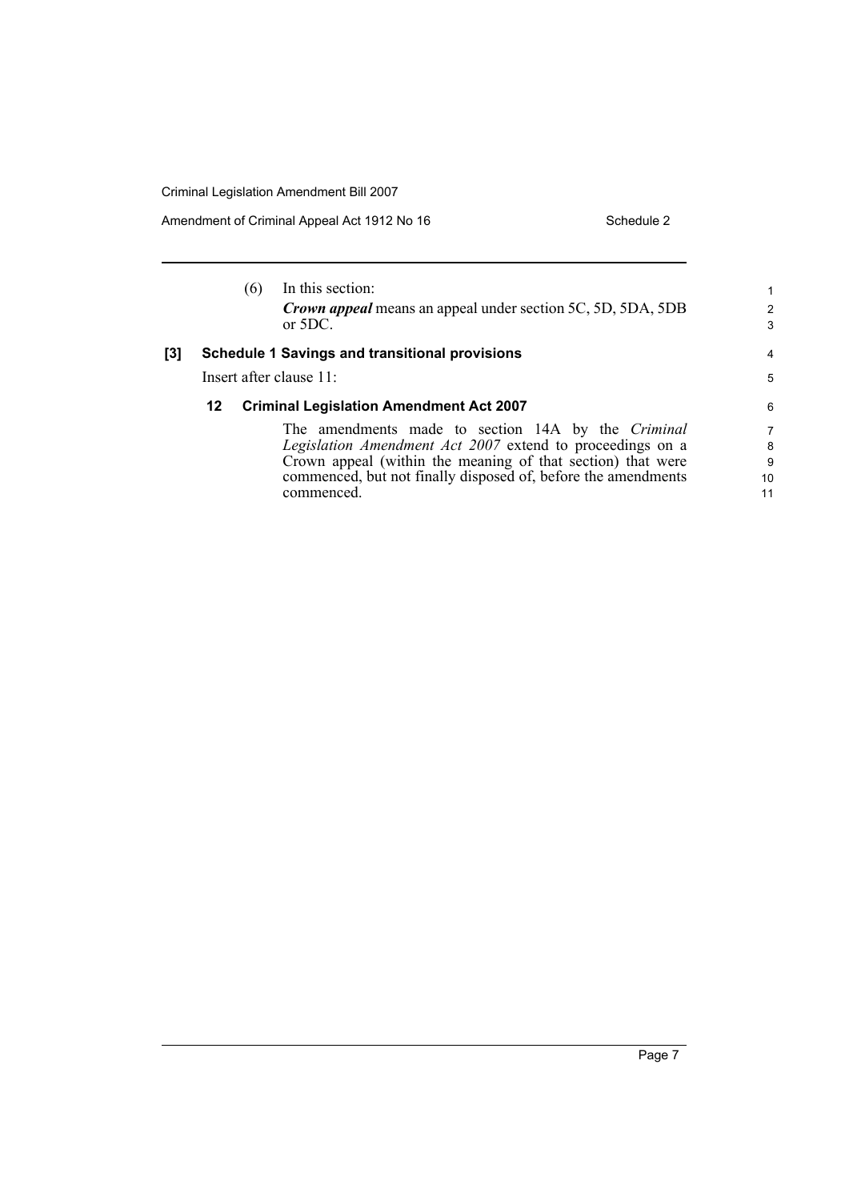(6) In this section:

*Crown appeal* means an appeal under section 5C, 5D, 5DA, 5DB or 5DC.

**[3] Schedule 1 Savings and transitional provisions**

Insert after clause 11:

**12 Criminal Legislation Amendment Act 2007**

The amendments made to section 14A by the *Criminal Legislation Amendment Act 2007* extend to proceedings on a Crown appeal (within the meaning of that section) that were commenced, but not finally disposed of, before the amendments commenced.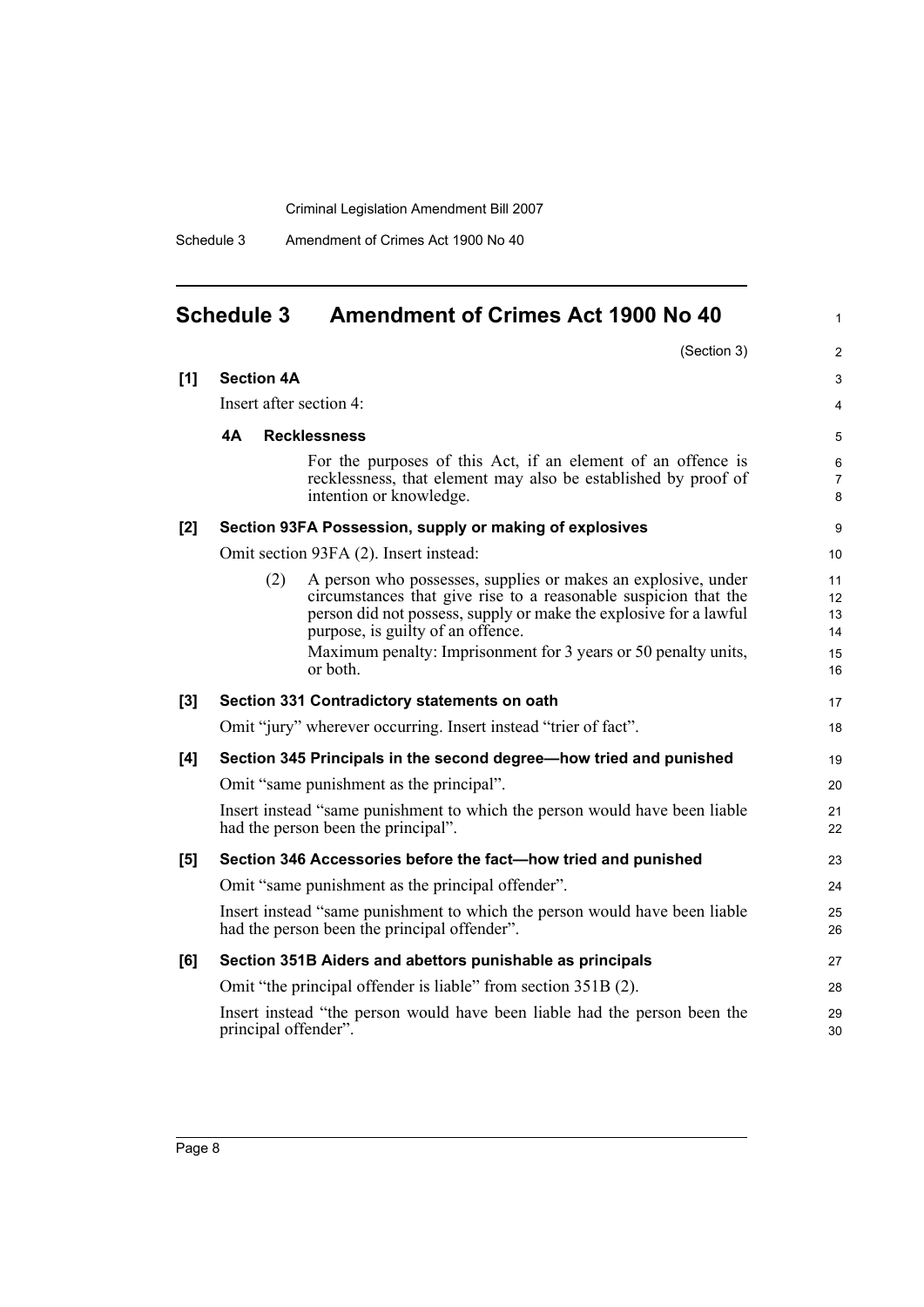## Schedule 3 Amendment of Crimes Act 1900 No 40

(Section 3)

**[1] Section 4A**

Insert after section 4:

**4A Recklessness**

For the purposes of this Act, if an element of an offence is recklessness, that element may also be established by proof of intention or knowledge.

**[2] Section 93FA Possession, supply or making of explosives**

Omit section 93FA (2). Insert instead:

(2) A person who possesses, supplies or makes an explosive, under circumstances that give rise to a reasonable suspicion that the person did not possess, supply or make the explosive for a lawful purpose, is guilty of an offence.

Maximum penalty: Imprisonment for 3 years or 50 penalty units, or both.

**[3] Section 331 Contradictory statements on oath**

Omit "jury" wherever occurring. Insert instead "trier of fact".

**[4] Section 345 Principals in the second degree—how tried and punished**

Omit "same punishment as the principal".

Insert instead "same punishment to which the person would have been liable had the person been the principal".

**[5] Section 346 Accessories before the fact—how tried and punished**

Omit "same punishment as the principal offender".

Insert instead "same punishment to which the person would have been liable had the person been the principal offender".

**[6] Section 351B Aiders and abettors punishable as principals**

Omit "the principal offender is liable" from section 351B (2).

Insert instead "the person would have been liable had the person been the principal offender".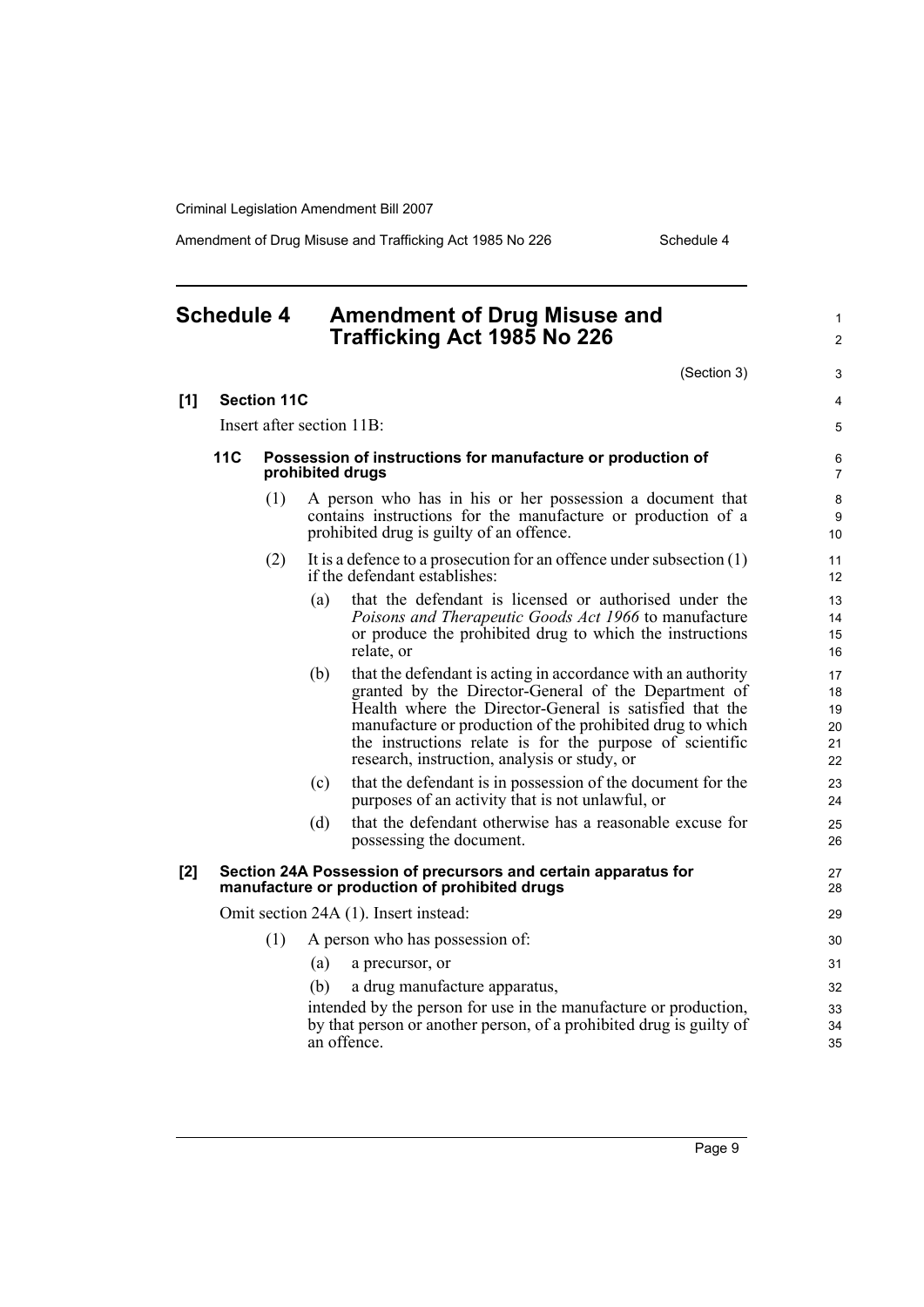# Schedule 4 Amendment of Drug Misuse and Trafficking Act 1985 No 226

(Section 3)

**[1] Section 11C**

Insert after section 11B:

### 11C Possession of instructions for manufacture or production of prohibited drugs

(1) A person who has in his or her possession a document that contains instructions for the manufacture or production of a prohibited drug is guilty of an offence.

(2) It is a defence to a prosecution for an offence under subsection (1) if the defendant establishes:

- (a) that the defendant is licensed or authorised under the *Poisons and Therapeutic Goods Act 1966* to manufacture or produce the prohibited drug to which the instructions relate, or
- (b) that the defendant is acting in accordance with an authority granted by the Director-General of the Department of Health where the Director-General is satisfied that the manufacture or production of the prohibited drug to which the instructions relate is for the purpose of scientific research, instruction, analysis or study, or
- (c) that the defendant is in possession of the document for the purposes of an activity that is not unlawful, or
- (d) that the defendant otherwise has a reasonable excuse for possessing the document.

**[2] Section 24A Possession of precursors and certain apparatus for manufacture or production of prohibited drugs**

Omit section 24A (1). Insert instead:

(1) A person who has possession of:

- (a) a precursor, or
- (b) a drug manufacture apparatus,

intended by the person for use in the manufacture or production, by that person or another person, of a prohibited drug is guilty of an offence.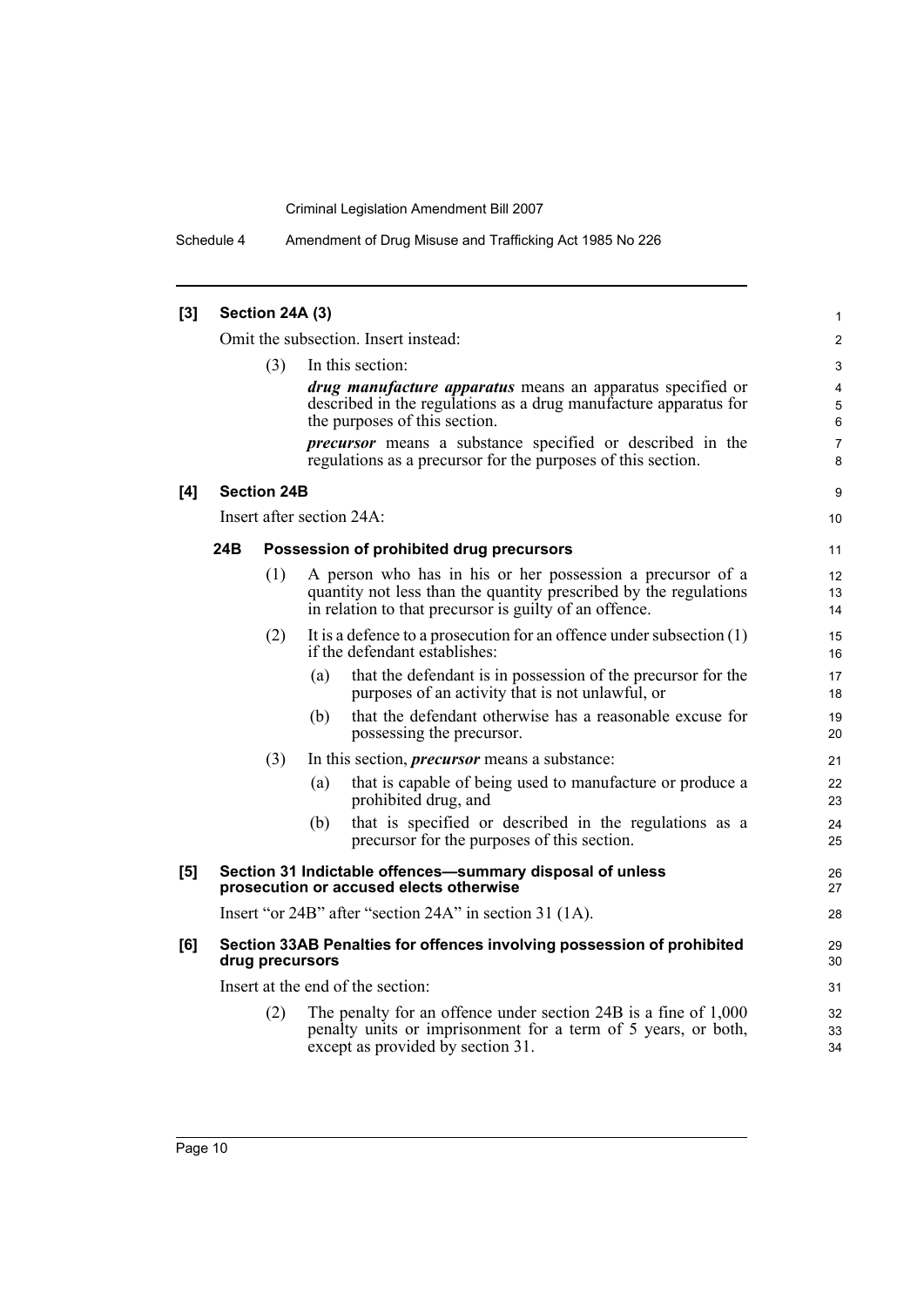**[3] Section 24A (3)**

Omit the subsection. Insert instead:

(3) In this section:

***drug manufacture apparatus*** means an apparatus specified or described in the regulations as a drug manufacture apparatus for the purposes of this section.

***precursor*** means a substance specified or described in the regulations as a precursor for the purposes of this section.

**[4] Section 24B**

Insert after section 24A:

**24B Possession of prohibited drug precursors**

(1) A person who has in his or her possession a precursor of a quantity not less than the quantity prescribed by the regulations in relation to that precursor is guilty of an offence.

(2) It is a defence to a prosecution for an offence under subsection (1) if the defendant establishes:

(a) that the defendant is in possession of the precursor for the purposes of an activity that is not unlawful, or

(b) that the defendant otherwise has a reasonable excuse for possessing the precursor.

(3) In this section, ***precursor*** means a substance:

(a) that is capable of being used to manufacture or produce a prohibited drug, and

(b) that is specified or described in the regulations as a precursor for the purposes of this section.

**[5] Section 31 Indictable offences—summary disposal of unless prosecution or accused elects otherwise**

Insert "or 24B" after "section 24A" in section 31 (1A).

**[6] Section 33AB Penalties for offences involving possession of prohibited drug precursors**

Insert at the end of the section:

(2) The penalty for an offence under section 24B is a fine of 1,000 penalty units or imprisonment for a term of 5 years, or both, except as provided by section 31.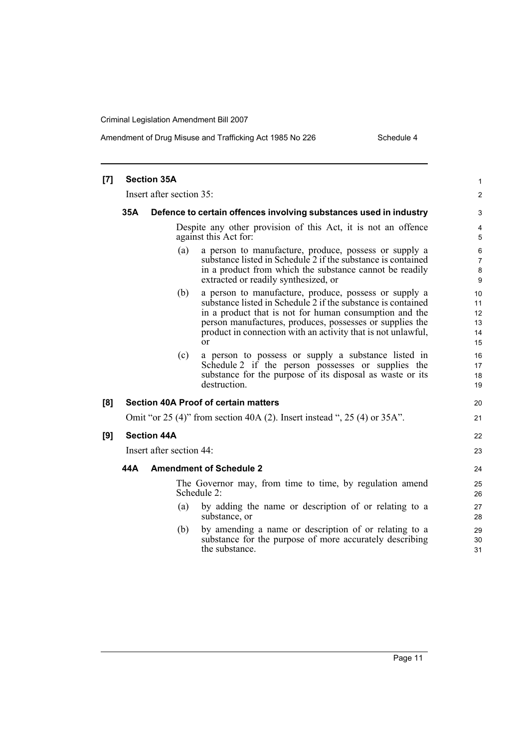**[7] Section 35A**

Insert after section 35:

**35A Defence to certain offences involving substances used in industry**

Despite any other provision of this Act, it is not an offence against this Act for:

(a) a person to manufacture, produce, possess or supply a substance listed in Schedule 2 if the substance is contained in a product from which the substance cannot be readily extracted or readily synthesized, or

(b) a person to manufacture, produce, possess or supply a substance listed in Schedule 2 if the substance is contained in a product that is not for human consumption and the person manufactures, produces, possesses or supplies the product in connection with an activity that is not unlawful, or

(c) a person to possess or supply a substance listed in Schedule 2 if the person possesses or supplies the substance for the purpose of its disposal as waste or its destruction.

**[8] Section 40A Proof of certain matters**

Omit "or 25 (4)" from section 40A (2). Insert instead ", 25 (4) or 35A".

**[9] Section 44A**

Insert after section 44:

**44A Amendment of Schedule 2**

The Governor may, from time to time, by regulation amend Schedule 2:

(a) by adding the name or description of or relating to a substance, or

(b) by amending a name or description of or relating to a substance for the purpose of more accurately describing the substance.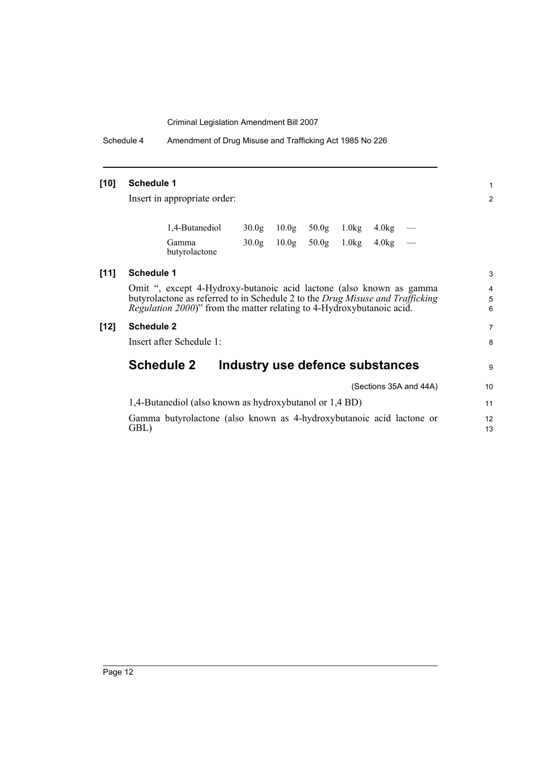**[10] Schedule 1**

Insert in appropriate order:

| | | | | | | |
|---|---|---|---|---|---|---|
| 1,4-Butanediol | 30.0g | 10.0g | 50.0g | 1.0kg | 4.0kg | — |
| Gamma butyrolactone | 30.0g | 10.0g | 50.0g | 1.0kg | 4.0kg | — |

**[11] Schedule 1**

Omit ", except 4-Hydroxy-butanoic acid lactone (also known as gamma butyrolactone as referred to in Schedule 2 to the *Drug Misuse and Trafficking Regulation 2000*)" from the matter relating to 4-Hydroxybutanoic acid.

**[12] Schedule 2**

Insert after Schedule 1:

## Schedule 2 Industry use defence substances

(Sections 35A and 44A)

1,4-Butanediol (also known as hydroxybutanol or 1,4 BD)

Gamma butyrolactone (also known as 4-hydroxybutanoic acid lactone or GBL)